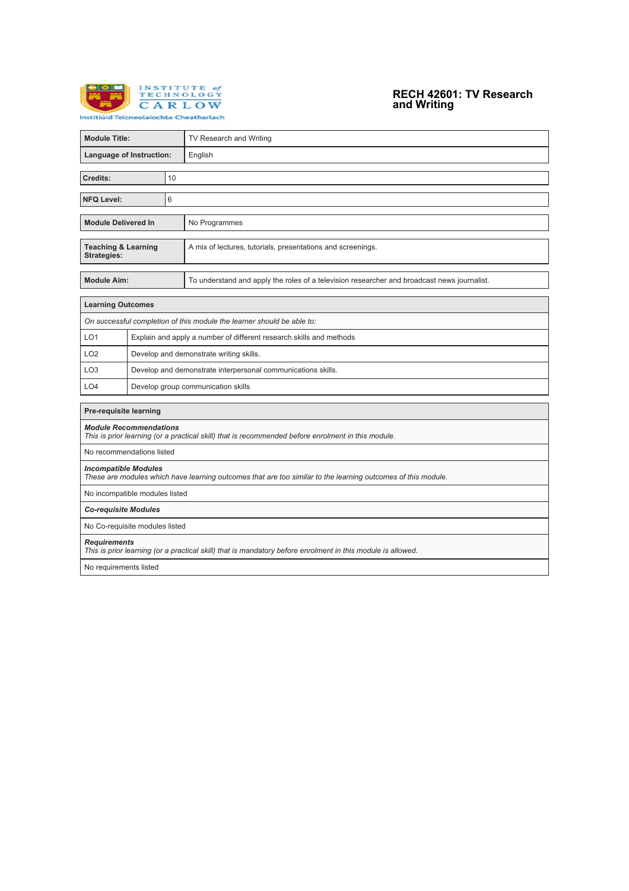Institute of Technology Carlow

Institiúid Teicneolaíochta Cheatharlach

# RECH 42601: TV Research and Writing

| Module Title: | TV Research and Writing |
|---|---|
| Language of Instruction: | English |

| Credits: | 10 |
|---|---|

| NFQ Level: | 6 |
|---|---|

| Module Delivered In | No Programmes |
|---|---|

| Teaching & Learning Strategies: | A mix of lectures, tutorials, presentations and screenings. |
|---|---|

| Module Aim: | To understand and apply the roles of a television researcher and broadcast news journalist. |
|---|---|

| **Learning Outcomes** | |
|---|---|
| *On successful completion of this module the learner should be able to:* | |
| LO1 | Explain and apply a number of different research skills and methods |
| LO2 | Develop and demonstrate writing skills. |
| LO3 | Develop and demonstrate interpersonal communications skills. |
| LO4 | Develop group communication skills |

| **Pre-requisite learning** |
|---|
| ***Module Recommendations***<br>*This is prior learning (or a practical skill) that is recommended before enrolment in this module.* |
| No recommendations listed |
| ***Incompatible Modules***<br>*These are modules which have learning outcomes that are too similar to the learning outcomes of this module.* |
| No incompatible modules listed |
| ***Co-requisite Modules*** |
| No Co-requisite modules listed |
| ***Requirements***<br>*This is prior learning (or a practical skill) that is mandatory before enrolment in this module is allowed.* |
| No requirements listed |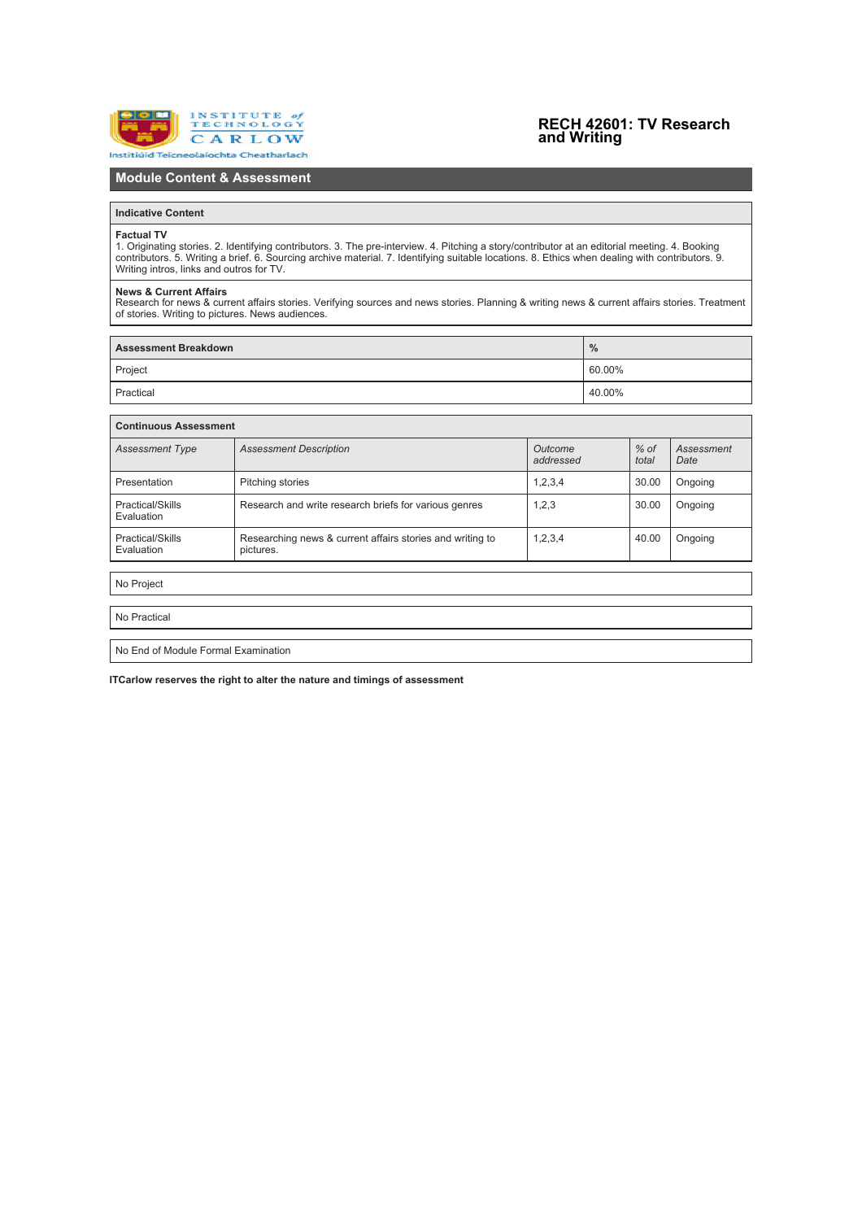# RECH 42601: TV Research and Writing

## Module Content & Assessment

### Indicative Content

**Factual TV**
1. Originating stories. 2. Identifying contributors. 3. The pre-interview. 4. Pitching a story/contributor at an editorial meeting. 4. Booking contributors. 5. Writing a brief. 6. Sourcing archive material. 7. Identifying suitable locations. 8. Ethics when dealing with contributors. 9. Writing intros, links and outros for TV.

**News & Current Affairs**
Research for news & current affairs stories. Verifying sources and news stories. Planning & writing news & current affairs stories. Treatment of stories. Writing to pictures. News audiences.

| Assessment Breakdown | % |
|---|---|
| Project | 60.00% |
| Practical | 40.00% |

### Continuous Assessment

| *Assessment Type* | *Assessment Description* | *Outcome addressed* | *% of total* | *Assessment Date* |
|---|---|---|---|---|
| Presentation | Pitching stories | 1,2,3,4 | 30.00 | Ongoing |
| Practical/Skills Evaluation | Research and write research briefs for various genres | 1,2,3 | 30.00 | Ongoing |
| Practical/Skills Evaluation | Researching news & current affairs stories and writing to pictures. | 1,2,3,4 | 40.00 | Ongoing |

No Project

No Practical

No End of Module Formal Examination

**ITCarlow reserves the right to alter the nature and timings of assessment**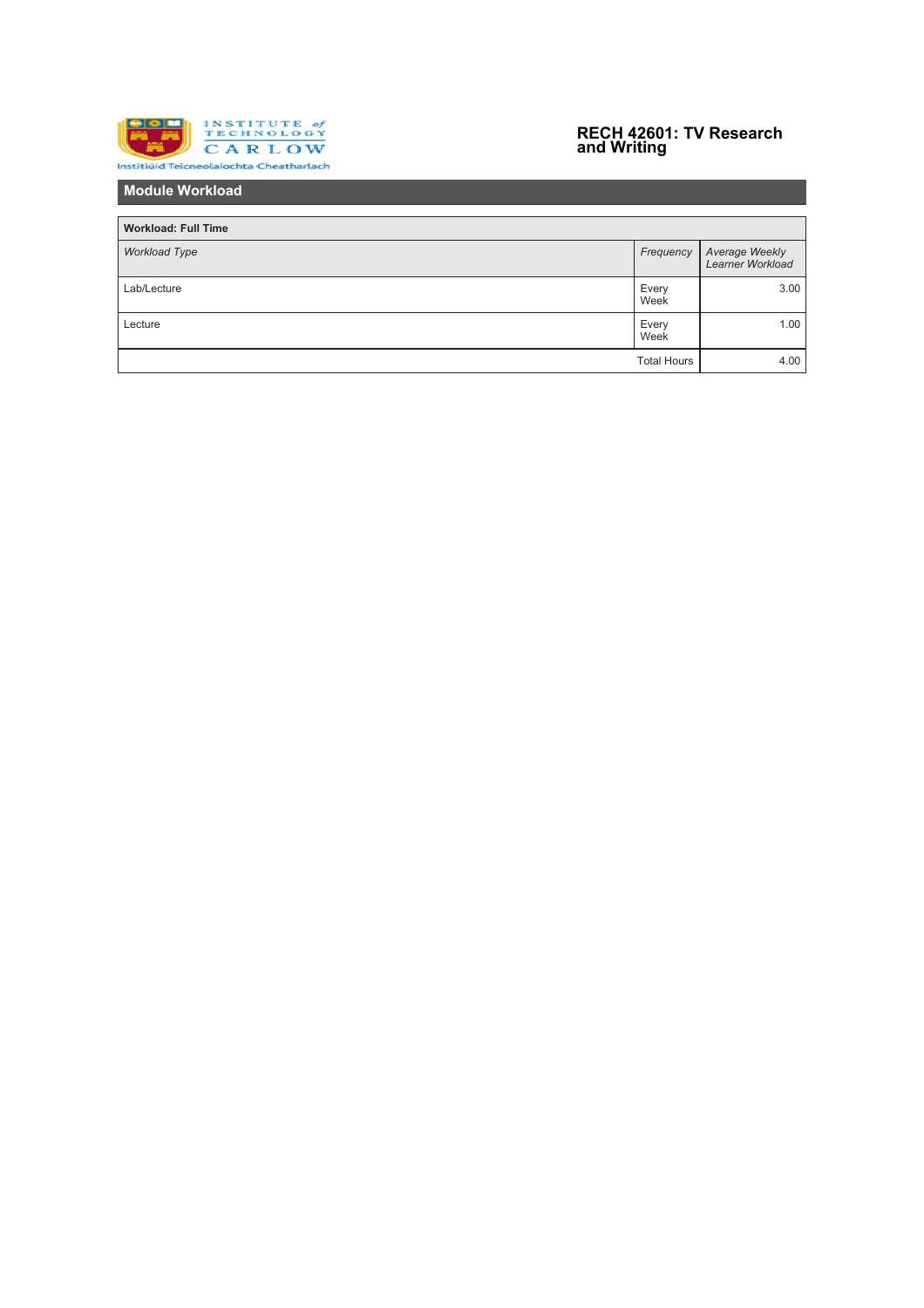## Module Workload

| Workload: Full Time | | |
|---|---|---|
| *Workload Type* | *Frequency* | *Average Weekly Learner Workload* |
| Lab/Lecture | Every Week | 3.00 |
| Lecture | Every Week | 1.00 |
| | Total Hours | 4.00 |